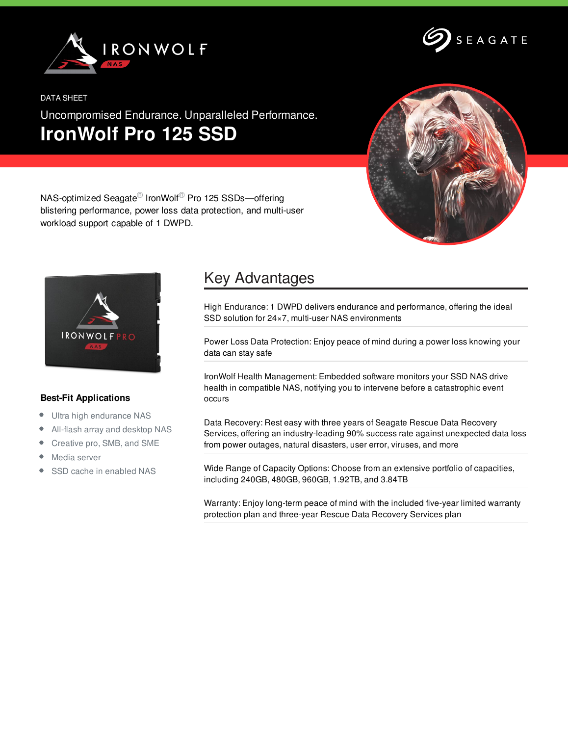DATA SHEET

Uncompromised Endurance. Unparalleled Performance.

# IronWolf Pro 125 SSD

NAS-optimized Seagate® IronWolf® Pro 125 SSDs—offering blistering performance, power loss data protection, and multi-user workload support capable of 1 DWPD.

### Best-Fit Applications

- Ultra high endurance NAS
- All-flash array and desktop NAS
- Creative pro, SMB, and SME
- Media server
- SSD cache in enabled NAS

## Key Advantages

High Endurance: 1 DWPD delivers endurance and performance, offering the ideal SSD solution for 24×7, multi-user NAS environments

Power Loss Data Protection: Enjoy peace of mind during a power loss knowing your data can stay safe

IronWolf Health Management: Embedded software monitors your SSD NAS drive health in compatible NAS, notifying you to intervene before a catastrophic event occurs

Data Recovery: Rest easy with three years of Seagate Rescue Data Recovery Services, offering an industry-leading 90% success rate against unexpected data loss from power outages, natural disasters, user error, viruses, and more

Wide Range of Capacity Options: Choose from an extensive portfolio of capacities, including 240GB, 480GB, 960GB, 1.92TB, and 3.84TB

Warranty: Enjoy long-term peace of mind with the included five-year limited warranty protection plan and three-year Rescue Data Recovery Services plan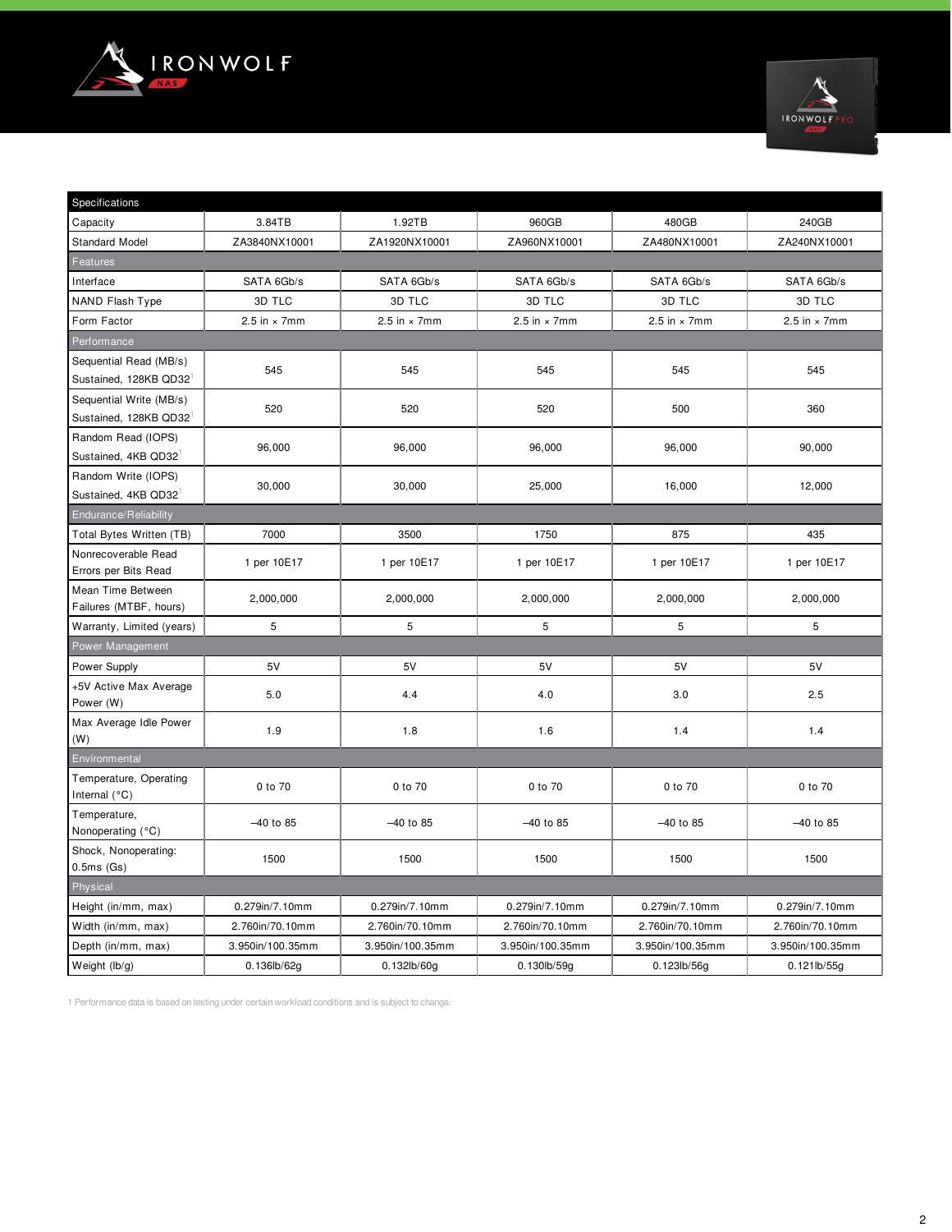| Specifications | | | | | |
|---|---|---|---|---|---|
| Capacity | 3.84TB | 1.92TB | 960GB | 480GB | 240GB |
| Standard Model | ZA3840NX10001 | ZA1920NX10001 | ZA960NX10001 | ZA480NX10001 | ZA240NX10001 |
| **Features** | | | | | |
| Interface | SATA 6Gb/s | SATA 6Gb/s | SATA 6Gb/s | SATA 6Gb/s | SATA 6Gb/s |
| NAND Flash Type | 3D TLC | 3D TLC | 3D TLC | 3D TLC | 3D TLC |
| Form Factor | 2.5 in × 7mm | 2.5 in × 7mm | 2.5 in × 7mm | 2.5 in × 7mm | 2.5 in × 7mm |
| **Performance** | | | | | |
| Sequential Read (MB/s) Sustained, 128KB QD32[1] | 545 | 545 | 545 | 545 | 545 |
| Sequential Write (MB/s) Sustained, 128KB QD32[1] | 520 | 520 | 520 | 500 | 360 |
| Random Read (IOPS) Sustained, 4KB QD32[1] | 96,000 | 96,000 | 96,000 | 96,000 | 90,000 |
| Random Write (IOPS) Sustained, 4KB QD32[1] | 30,000 | 30,000 | 25,000 | 16,000 | 12,000 |
| **Endurance/Reliability** | | | | | |
| Total Bytes Written (TB) | 7000 | 3500 | 1750 | 875 | 435 |
| Nonrecoverable Read Errors per Bits Read | 1 per 10E17 | 1 per 10E17 | 1 per 10E17 | 1 per 10E17 | 1 per 10E17 |
| Mean Time Between Failures (MTBF, hours) | 2,000,000 | 2,000,000 | 2,000,000 | 2,000,000 | 2,000,000 |
| Warranty, Limited (years) | 5 | 5 | 5 | 5 | 5 |
| **Power Management** | | | | | |
| Power Supply | 5V | 5V | 5V | 5V | 5V |
| +5V Active Max Average Power (W) | 5.0 | 4.4 | 4.0 | 3.0 | 2.5 |
| Max Average Idle Power (W) | 1.9 | 1.8 | 1.6 | 1.4 | 1.4 |
| **Environmental** | | | | | |
| Temperature, Operating Internal (°C) | 0 to 70 | 0 to 70 | 0 to 70 | 0 to 70 | 0 to 70 |
| Temperature, Nonoperating (°C) | –40 to 85 | –40 to 85 | –40 to 85 | –40 to 85 | –40 to 85 |
| Shock, Nonoperating: 0.5ms (Gs) | 1500 | 1500 | 1500 | 1500 | 1500 |
| **Physical** | | | | | |
| Height (in/mm, max) | 0.279in/7.10mm | 0.279in/7.10mm | 0.279in/7.10mm | 0.279in/7.10mm | 0.279in/7.10mm |
| Width (in/mm, max) | 2.760in/70.10mm | 2.760in/70.10mm | 2.760in/70.10mm | 2.760in/70.10mm | 2.760in/70.10mm |
| Depth (in/mm, max) | 3.950in/100.35mm | 3.950in/100.35mm | 3.950in/100.35mm | 3.950in/100.35mm | 3.950in/100.35mm |
| Weight (lb/g) | 0.136lb/62g | 0.132lb/60g | 0.130lb/59g | 0.123lb/56g | 0.121lb/55g |

1 Performance data is based on testing under certain workload conditions and is subject to change.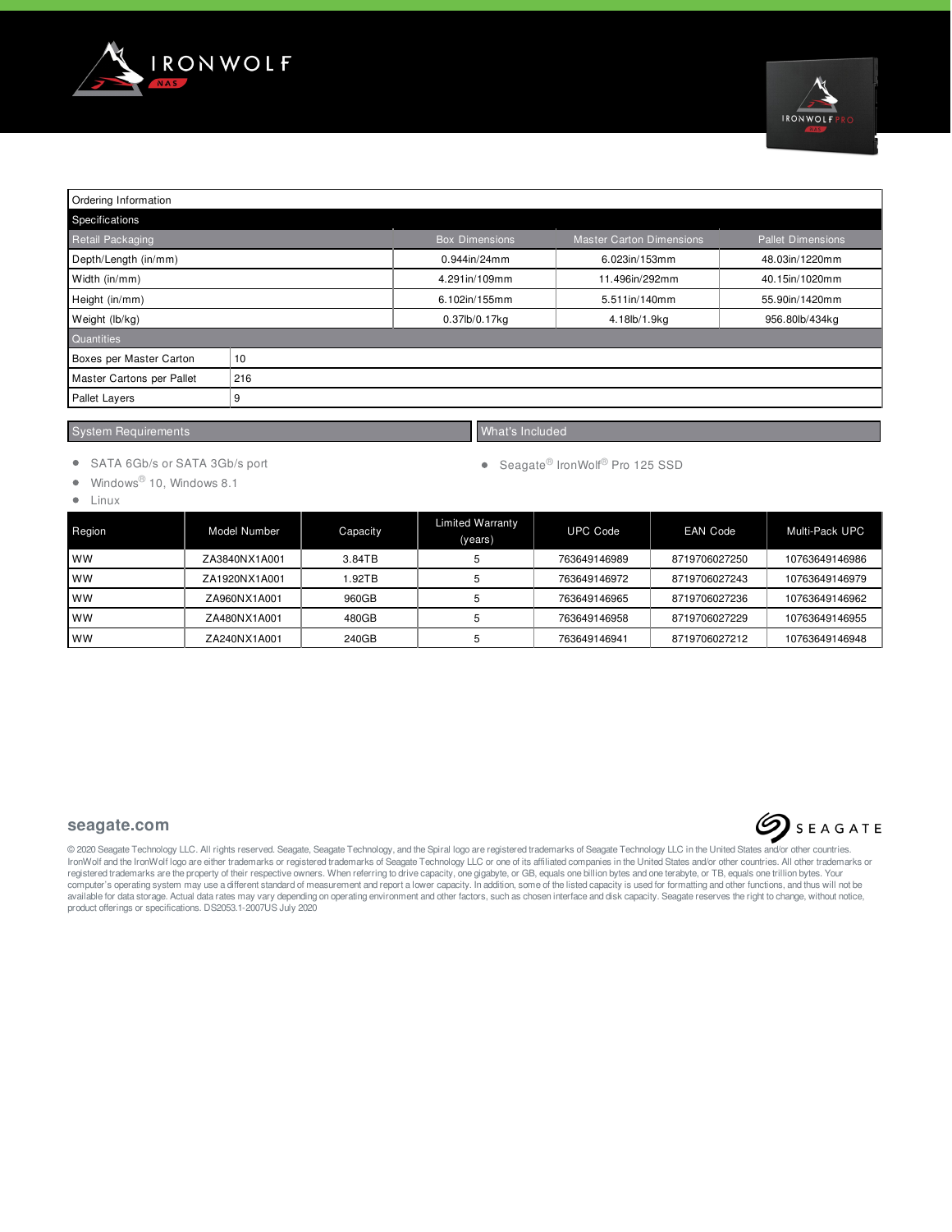## Ordering Information

### Specifications

| Retail Packaging | Box Dimensions | Master Carton Dimensions | Pallet Dimensions |
|---|---|---|---|
| Depth/Length (in/mm) | 0.944in/24mm | 6.023in/153mm | 48.03in/1220mm |
| Width (in/mm) | 4.291in/109mm | 11.496in/292mm | 40.15in/1020mm |
| Height (in/mm) | 6.102in/155mm | 5.511in/140mm | 55.90in/1420mm |
| Weight (lb/kg) | 0.37lb/0.17kg | 4.18lb/1.9kg | 956.80lb/434kg |

| Quantities | |
|---|---|
| Boxes per Master Carton | 10 |
| Master Cartons per Pallet | 216 |
| Pallet Layers | 9 |

### System Requirements

- SATA 6Gb/s or SATA 3Gb/s port
- Windows® 10, Windows 8.1
- Linux

### What's Included

- Seagate® IronWolf® Pro 125 SSD

| Region | Model Number | Capacity | Limited Warranty (years) | UPC Code | EAN Code | Multi-Pack UPC |
|---|---|---|---|---|---|---|
| WW | ZA3840NX1A001 | 3.84TB | 5 | 763649146989 | 8719706027250 | 10763649146986 |
| WW | ZA1920NX1A001 | 1.92TB | 5 | 763649146972 | 8719706027243 | 10763649146979 |
| WW | ZA960NX1A001 | 960GB | 5 | 763649146965 | 8719706027236 | 10763649146962 |
| WW | ZA480NX1A001 | 480GB | 5 | 763649146958 | 8719706027229 | 10763649146955 |
| WW | ZA240NX1A001 | 240GB | 5 | 763649146941 | 8719706027212 | 10763649146948 |

**seagate.com**

© 2020 Seagate Technology LLC. All rights reserved. Seagate, Seagate Technology, and the Spiral logo are registered trademarks of Seagate Technology LLC in the United States and/or other countries. IronWolf and the IronWolf logo are either trademarks or registered trademarks of Seagate Technology LLC or one of its affiliated companies in the United States and/or other countries. All other trademarks or registered trademarks are the property of their respective owners. When referring to drive capacity, one gigabyte, or GB, equals one billion bytes and one terabyte, or TB, equals one trillion bytes. Your computer's operating system may use a different standard of measurement and report a lower capacity. In addition, some of the listed capacity is used for formatting and other functions, and thus will not be available for data storage. Actual data rates may vary depending on operating environment and other factors, such as chosen interface and disk capacity. Seagate reserves the right to change, without notice, product offerings or specifications. DS2053.1-2007US July 2020